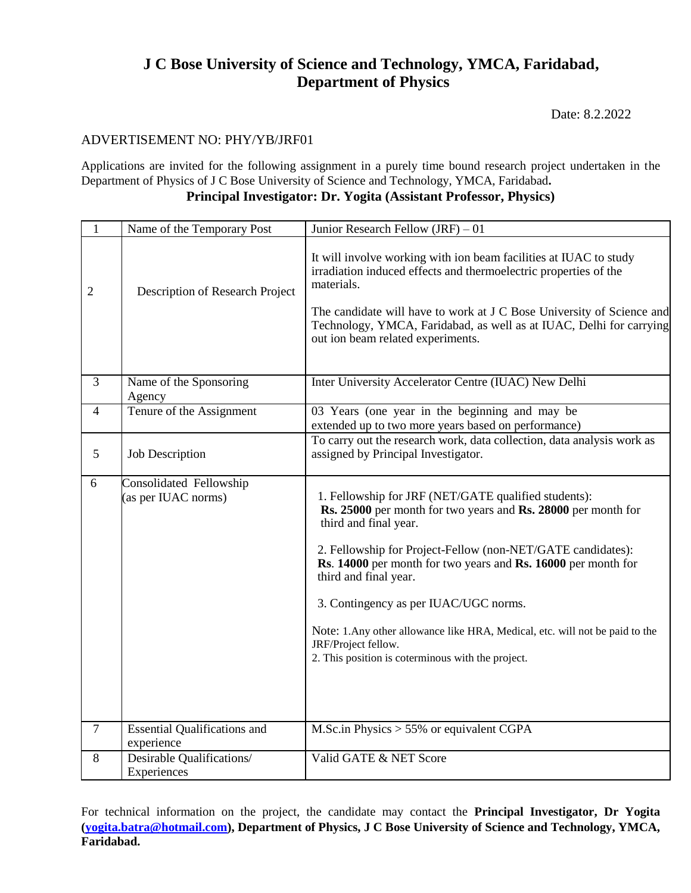# J C Bose University of Science and Technology, YMCA, Faridabad,
## Department of Physics

Date: 8.2.2022

ADVERTISEMENT NO: PHY/YB/JRF01

Applications are invited for the following assignment in a purely time bound research project undertaken in the Department of Physics of J C Bose University of Science and Technology, YMCA, Faridabad**.**

**Principal Investigator: Dr. Yogita (Assistant Professor, Physics)**

| | | |
|---|---|---|
| 1 | Name of the Temporary Post | Junior Research Fellow (JRF) – 01 |
| 2 | Description of Research Project | It will involve working with ion beam facilities at IUAC to study irradiation induced effects and thermoelectric properties of the materials.<br><br>The candidate will have to work at J C Bose University of Science and Technology, YMCA, Faridabad, as well as at IUAC, Delhi for carrying out ion beam related experiments. |
| 3 | Name of the Sponsoring Agency | Inter University Accelerator Centre (IUAC) New Delhi |
| 4 | Tenure of the Assignment | 03 Years (one year in the beginning and may be extended up to two more years based on performance) |
| 5 | Job Description | To carry out the research work, data collection, data analysis work as assigned by Principal Investigator. |
| 6 | Consolidated Fellowship (as per IUAC norms) | 1. Fellowship for JRF (NET/GATE qualified students): **Rs. 25000** per month for two years and **Rs. 28000** per month for third and final year.<br><br>2. Fellowship for Project-Fellow (non-NET/GATE candidates): **Rs**. **14000** per month for two years and **Rs. 16000** per month for third and final year.<br><br>3. Contingency as per IUAC/UGC norms.<br><br>Note: 1.Any other allowance like HRA, Medical, etc. will not be paid to the JRF/Project fellow.<br>2. This position is coterminous with the project. |
| 7 | Essential Qualifications and experience | M.Sc.in Physics > 55% or equivalent CGPA |
| 8 | Desirable Qualifications/ Experiences | Valid GATE & NET Score |

For technical information on the project, the candidate may contact the **Principal Investigator, Dr Yogita (yogita.batra@hotmail.com), Department of Physics, J C Bose University of Science and Technology, YMCA, Faridabad.**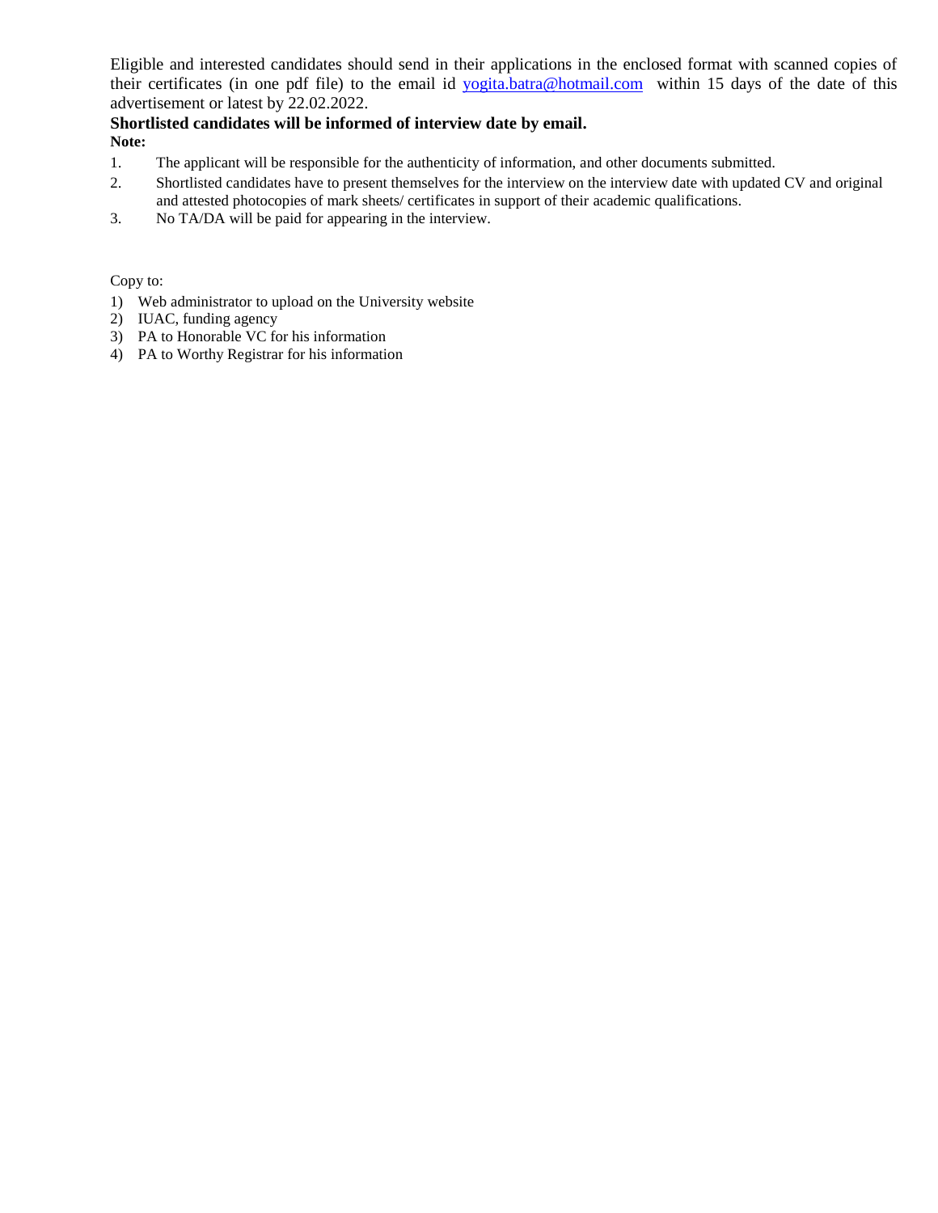Eligible and interested candidates should send in their applications in the enclosed format with scanned copies of their certificates (in one pdf file) to the email id yogita.batra@hotmail.com within 15 days of the date of this advertisement or latest by 22.02.2022.

**Shortlisted candidates will be informed of interview date by email.**

**Note:**

1. The applicant will be responsible for the authenticity of information, and other documents submitted.
2. Shortlisted candidates have to present themselves for the interview on the interview date with updated CV and original and attested photocopies of mark sheets/ certificates in support of their academic qualifications.
3. No TA/DA will be paid for appearing in the interview.

Copy to:

1) Web administrator to upload on the University website
2) IUAC, funding agency
3) PA to Honorable VC for his information
4) PA to Worthy Registrar for his information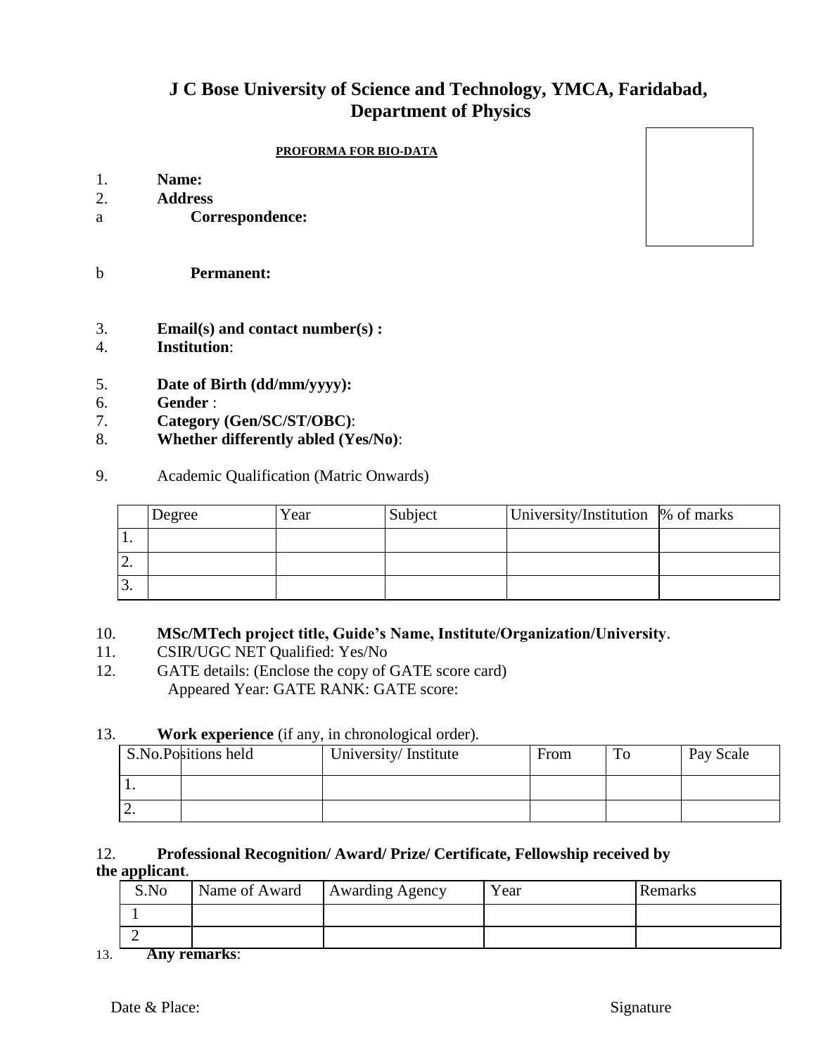# J C Bose University of Science and Technology, YMCA, Faridabad, Department of Physics

**PROFORMA FOR BIO-DATA**

1. **Name:**
2. **Address**

a **Correspondence:**

b **Permanent:**

3. **Email(s) and contact number(s) :**
4. **Institution**:
5. **Date of Birth (dd/mm/yyyy):**
6. **Gender** :
7. **Category (Gen/SC/ST/OBC)**:
8. **Whether differently abled (Yes/No)**:
9. Academic Qualification (Matric Onwards)

| | Degree | Year | Subject | University/Institution | % of marks |
|---|---|---|---|---|---|
| 1. | | | | | |
| 2. | | | | | |
| 3. | | | | | |

10. **MSc/MTech project title, Guide's Name, Institute/Organization/University**.
11. CSIR/UGC NET Qualified: Yes/No
12. GATE details: (Enclose the copy of GATE score card)
    Appeared Year: GATE RANK: GATE score:

13. **Work experience** (if any, in chronological order).

| S.No. | Positions held | University/ Institute | From | To | Pay Scale |
|---|---|---|---|---|---|
| 1. | | | | | |
| 2. | | | | | |

12. **Professional Recognition/ Award/ Prize/ Certificate, Fellowship received by the applicant**.

| S.No | Name of Award | Awarding Agency | Year | Remarks |
|---|---|---|---|---|
| 1 | | | | |
| 2 | | | | |

13. **Any remarks**:

Date & Place: Signature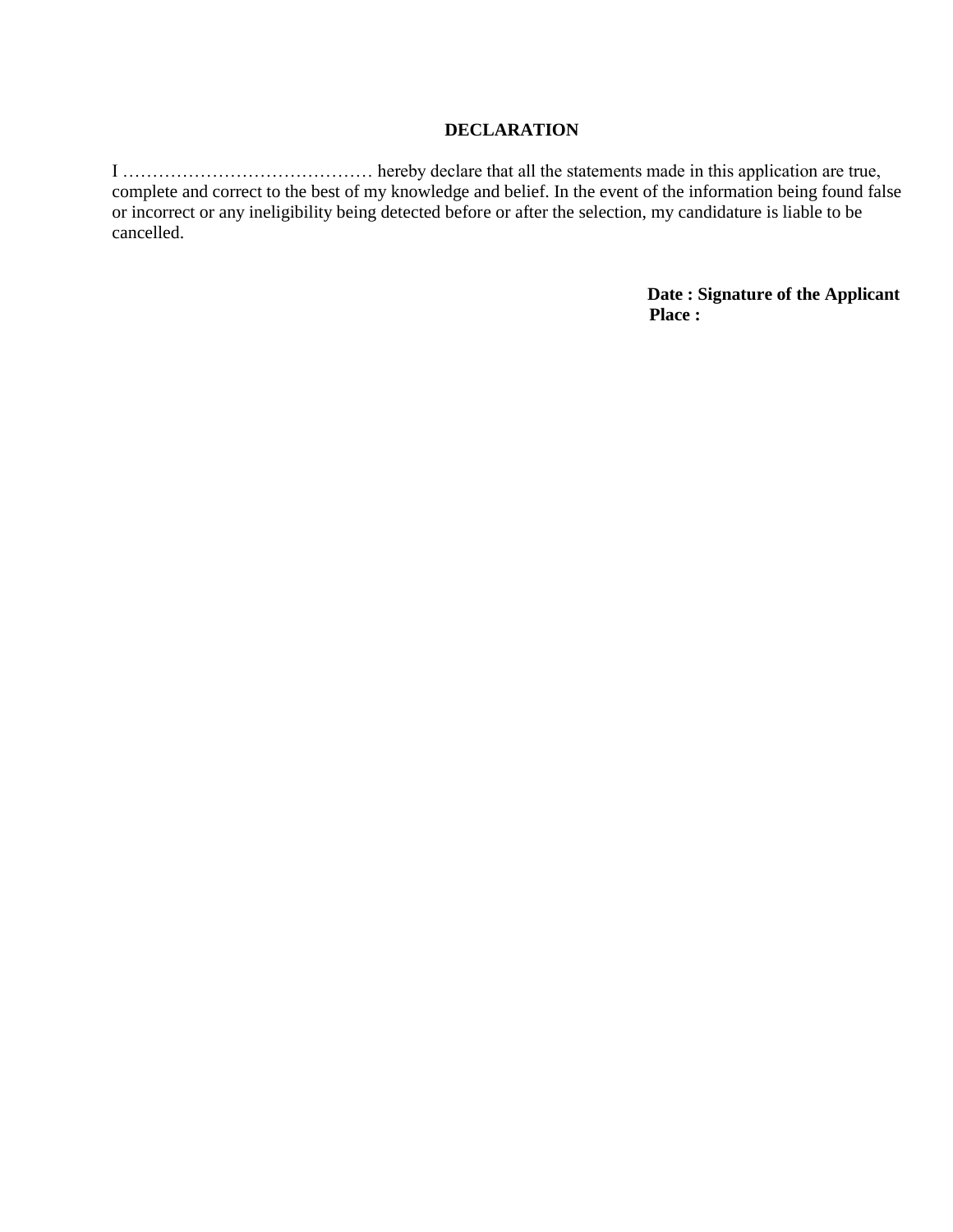**DECLARATION**

I …………………………………… hereby declare that all the statements made in this application are true, complete and correct to the best of my knowledge and belief. In the event of the information being found false or incorrect or any ineligibility being detected before or after the selection, my candidature is liable to be cancelled.

**Date : Signature of the Applicant**
**Place :**